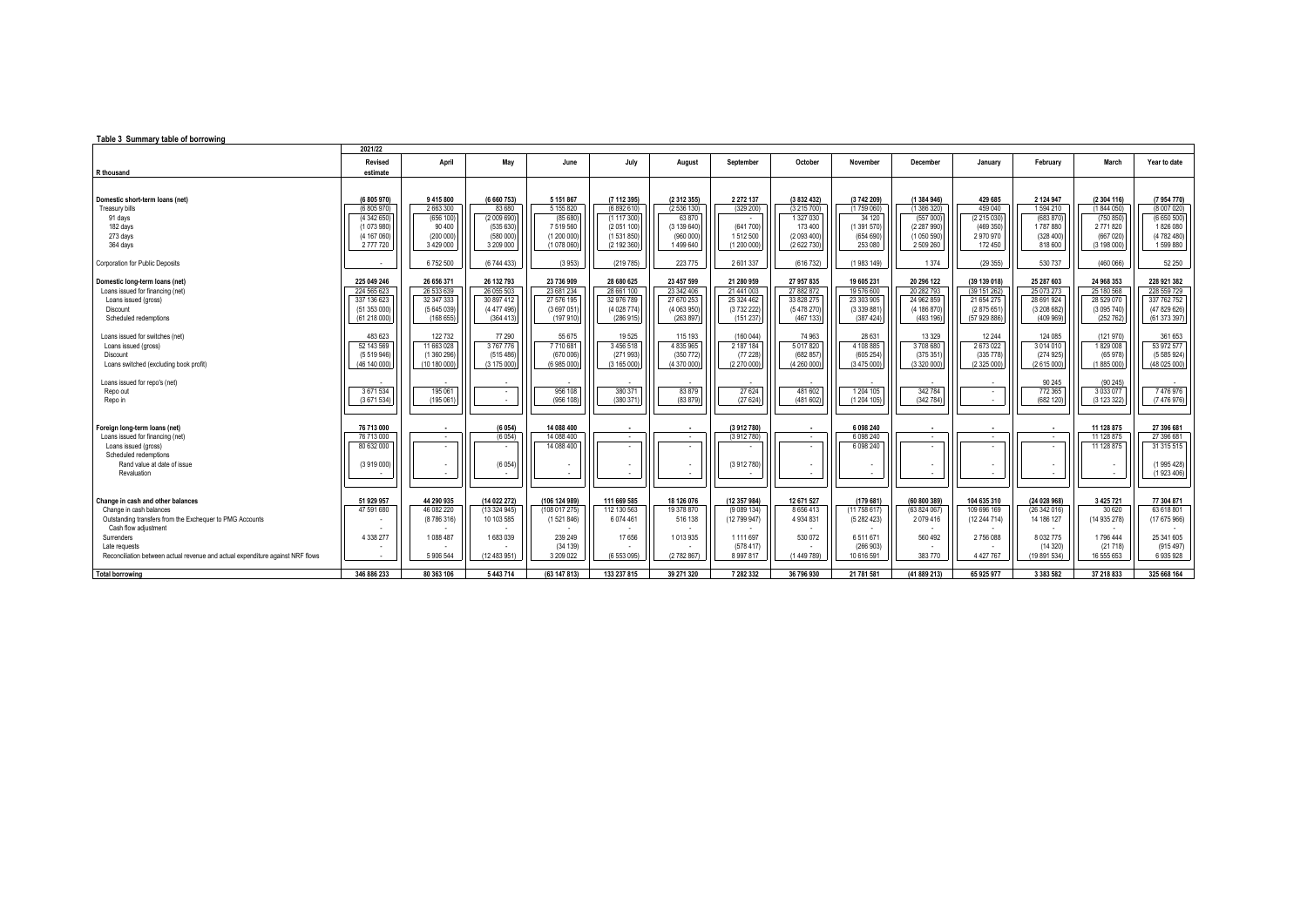**Table 3 Summary table of borrowing**

| R thousand | 2021/22 Revised estimate | April | May | June | July | August | September | October | November | December | January | February | March | Year to date |
|---|---|---|---|---|---|---|---|---|---|---|---|---|---|---|
| **Domestic short-term loans (net)** | **(6 805 970)** | **9 415 800** | **(6 660 753)** | **5 151 867** | **(7 112 395)** | **(2 312 355)** | **2 272 137** | **(3 832 432)** | **(3 742 209)** | **(1 384 946)** | **429 685** | **2 124 947** | **(2 304 116)** | **(7 954 770)** |
| Treasury bills | (6 805 970) | 2 663 300 | 83 680 | 5 155 820 | (6 892 610) | (2 536 130) | (329 200) | (3 215 700) | (1 759 060) | (1 386 320) | 459 040 | 1 594 210 | (1 844 050) | (8 007 020) |
| 91 days | (4 342 650) | (656 100) | (2 009 690) | (85 680) | (1 117 300) | 63 870 | - | 1 327 030 | 34 120 | (557 000) | (2 215 030) | (683 870) | (750 850) | (6 650 500) |
| 182 days | (1 073 980) | 90 400 | (535 630) | 7 519 560 | (2 051 100) | (3 139 640) | (641 700) | 173 400 | (1 391 570) | (2 287 990) | (469 350) | 1 787 880 | 2 771 820 | 1 826 080 |
| 273 days | (4 167 060) | (200 000) | (580 000) | (1 200 000) | (1 531 850) | (960 000) | 1 512 500 | (2 093 400) | (654 690) | (1 050 590) | 2 970 970 | (328 400) | (667 020) | (4 782 480) |
| 364 days | 2 777 720 | 3 429 000 | 3 209 000 | (1 078 060) | (2 192 360) | 1 499 640 | (1 200 000) | (2 622 730) | 253 080 | 2 509 260 | 172 450 | 818 600 | (3 198 000) | 1 599 880 |
| Corporation for Public Deposits | - | 6 752 500 | (6 744 433) | (3 953) | (219 785) | 223 775 | 2 601 337 | (616 732) | (1 983 149) | 1 374 | (29 355) | 530 737 | (460 066) | 52 250 |
| **Domestic long-term loans (net)** | **225 049 246** | **26 656 371** | **26 132 793** | **23 736 909** | **28 680 625** | **23 457 599** | **21 280 959** | **27 957 835** | **19 605 231** | **20 296 122** | **(39 139 018)** | **25 287 603** | **24 968 353** | **228 921 382** |
| Loans issued for financing (net) | 224 565 623 | 26 533 639 | 26 055 503 | 23 681 234 | 28 661 100 | 23 342 406 | 21 441 003 | 27 882 872 | 19 576 600 | 20 282 793 | (39 151 262) | 25 073 273 | 25 180 568 | 228 559 729 |
| Loans issued (gross) | 337 136 623 | 32 347 333 | 30 897 412 | 27 576 195 | 32 976 789 | 27 670 253 | 25 324 462 | 33 828 275 | 23 303 905 | 24 962 859 | 21 654 275 | 28 691 924 | 28 529 070 | 337 762 752 |
| Discount | (51 353 000) | (5 645 039) | (4 477 496) | (3 697 051) | (4 028 774) | (4 063 950) | (3 732 222) | (5 478 270) | (3 339 881) | (4 186 870) | (2 875 651) | (3 208 682) | (3 095 740) | (47 829 626) |
| Scheduled redemptions | (61 218 000) | (168 655) | (364 413) | (197 910) | (286 915) | (263 897) | (151 237) | (467 133) | (387 424) | (493 196) | (57 929 886) | (409 969) | (252 762) | (61 373 397) |
| Loans issued for switches (net) | 483 623 | 122 732 | 77 290 | 55 675 | 19 525 | 115 193 | (160 044) | 74 963 | 28 631 | 13 329 | 12 244 | 124 085 | (121 970) | 361 653 |
| Loans issued (gross) | 52 143 569 | 11 663 028 | 3 767 776 | 7 710 681 | 3 456 518 | 4 835 965 | 2 187 184 | 5 017 820 | 4 108 885 | 3 708 680 | 2 673 022 | 3 014 010 | 1 829 008 | 53 972 577 |
| Discount | (5 519 946) | (1 360 296) | (515 486) | (670 006) | (271 993) | (350 772) | (77 228) | (682 857) | (605 254) | (375 351) | (335 778) | (274 925) | (65 978) | (5 585 924) |
| Loans switched (excluding book profit) | (46 140 000) | (10 180 000) | (3 175 000) | (6 985 000) | (3 165 000) | (4 370 000) | (2 270 000) | (4 260 000) | (3 475 000) | (3 320 000) | (2 325 000) | (2 615 000) | (1 885 000) | (48 025 000) |
| Loans issued for repo's (net) | - | - | - | - | - | - | - | - | - | - | - | 90 245 | (90 245) | - |
| Repo out | 3 671 534 | 195 061 | - | 956 108 | 380 371 | 83 879 | 27 624 | 481 602 | 1 204 105 | 342 784 | - | 772 365 | 3 033 077 | 7 476 976 |
| Repo in | (3 671 534) | (195 061) | - | (956 108) | (380 371) | (83 879) | (27 624) | (481 602) | (1 204 105) | (342 784) | - | (682 120) | (3 123 322) | (7 476 976) |
| **Foreign long-term loans (net)** | **76 713 000** | **-** | **(6 054)** | **14 088 400** | **-** | **-** | **(3 912 780)** | **-** | **6 098 240** | **-** | **-** | **-** | **11 128 875** | **27 396 681** |
| Loans issued for financing (net) | 76 713 000 | - | (6 054) | 14 088 400 | - | - | (3 912 780) | - | 6 098 240 | - | - | - | 11 128 875 | 27 396 681 |
| Loans issued (gross) | 80 632 000 | - | - | 14 088 400 | - | - | - | - | 6 098 240 | - | - | - | 11 128 875 | 31 315 515 |
| Scheduled redemptions | | | | | | | | | | | | | | |
| Rand value at date of issue | (3 919 000) | - | (6 054) | - | - | - | (3 912 780) | - | - | - | - | - | - | (1 995 428) |
| Revaluation | - | - | - | - | - | - | - | - | - | - | - | - | - | (1 923 406) |
| **Change in cash and other balances** | **51 929 957** | **44 290 935** | **(14 022 272)** | **(106 124 989)** | **111 669 585** | **18 126 076** | **(12 357 984)** | **12 671 527** | **(179 681)** | **(60 800 389)** | **104 635 310** | **(24 028 968)** | **3 425 721** | **77 304 871** |
| Change in cash balances | 47 591 680 | 46 082 220 | (13 324 945) | (108 017 275) | 112 130 563 | 19 378 870 | (9 089 134) | 8 656 413 | (11 758 617) | (63 824 067) | 109 696 169 | (26 342 016) | 30 620 | 63 618 801 |
| Outstanding transfers from the Exchequer to PMG Accounts | - | (8 786 316) | 10 103 585 | (1 521 846) | 6 074 461 | 516 138 | (12 799 947) | 4 934 831 | (5 282 423) | 2 079 416 | (12 244 714) | 14 186 127 | (14 935 278) | (17 675 966) |
| Cash flow adjustment | - | - | - | - | - | - | - | - | - | - | - | - | - | - |
| Surrenders | 4 338 277 | 1 088 487 | 1 683 039 | 239 249 | 17 656 | 1 013 935 | 1 111 697 | 530 072 | 6 511 671 | 560 492 | 2 756 088 | 8 032 775 | 1 796 444 | 25 341 605 |
| Late requests | - | - | - | (34 139) | - | - | (578 417) | - | (266 903) | - | - | (14 320) | (21 718) | (915 497) |
| Reconciliation between actual revenue and actual expenditure against NRF flows | - | 5 906 544 | (12 483 951) | 3 209 022 | (6 553 095) | (2 782 867) | 8 997 817 | (1 449 789) | 10 616 591 | 383 770 | 4 427 767 | (19 891 534) | 16 555 653 | 6 935 928 |
| **Total borrowing** | **346 886 233** | **80 363 106** | **5 443 714** | **(63 147 813)** | **133 237 815** | **39 271 320** | **7 282 332** | **36 796 930** | **21 781 581** | **(41 889 213)** | **65 925 977** | **3 383 582** | **37 218 833** | **325 668 164** |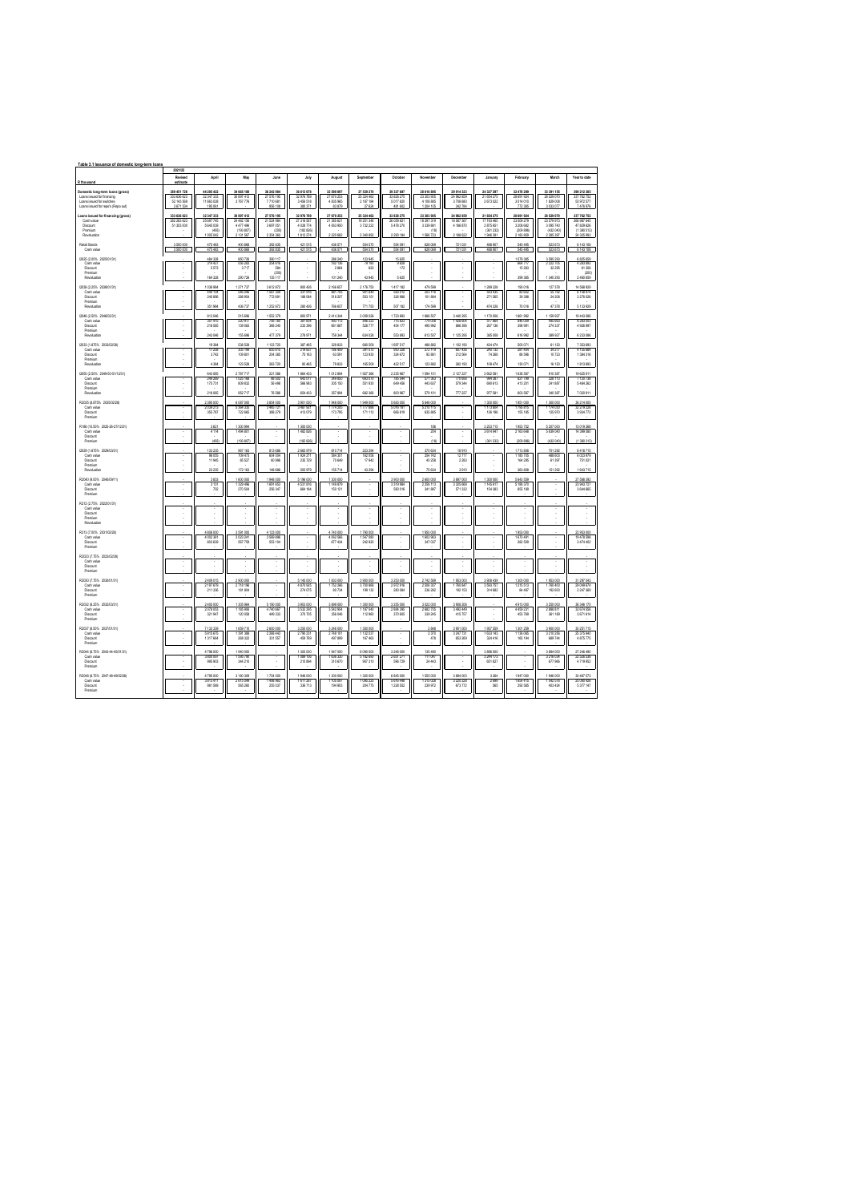**Table 3.1 Issuance of domestic long-term loans**

The figures in this table are too small and blurred to read reliably, so the value cells are left blank. Only the title, column headers and row labels are transcribed. The bond names, coupon rates and maturity dates in the row labels are best readings.

| R thousand | 2021/22 Revised estimate | April | May | June | July | August | September | October | November | December | January | February | March | Year to date |
|---|---|---|---|---|---|---|---|---|---|---|---|---|---|---|
| **Domestic long-term loans (gross)** | | | | | | | | | | | | | | |
| Loans issued for financing | | | | | | | | | | | | | | |
| Loans issued for switches | | | | | | | | | | | | | | |
| Loans issued for repo's (Repo out) | | | | | | | | | | | | | | |
| **Loans issued for financing (gross)** | | | | | | | | | | | | | | |
| Cash value | | | | | | | | | | | | | | |
| Discount | | | | | | | | | | | | | | |
| Premium | | | | | | | | | | | | | | |
| Revaluation | | | | | | | | | | | | | | |
| **Retail Bonds** | | | | | | | | | | | | | | |
| Cash value | | | | | | | | | | | | | | |
| **I2025 (2.00% 2025/01/31)** | | | | | | | | | | | | | | |
| Cash value | | | | | | | | | | | | | | |
| Discount | | | | | | | | | | | | | | |
| Premium | | | | | | | | | | | | | | |
| Revaluation | | | | | | | | | | | | | | |
| **I2038 (2.25% 2038/01/31)** | | | | | | | | | | | | | | |
| Cash value | | | | | | | | | | | | | | |
| Discount | | | | | | | | | | | | | | |
| Premium | | | | | | | | | | | | | | |
| Revaluation | | | | | | | | | | | | | | |
| **I2046 (2.50% 2046/03/31)** | | | | | | | | | | | | | | |
| Cash value | | | | | | | | | | | | | | |
| Discount | | | | | | | | | | | | | | |
| Premium | | | | | | | | | | | | | | |
| Revaluation | | | | | | | | | | | | | | |
| **I2033 (1.875% 2033/02/28)** | | | | | | | | | | | | | | |
| Cash value | | | | | | | | | | | | | | |
| Discount | | | | | | | | | | | | | | |
| Premium | | | | | | | | | | | | | | |
| Revaluation | | | | | | | | | | | | | | |
| **I2050 (2.50% 2049-50-51/12/31)** | | | | | | | | | | | | | | |
| Cash value | | | | | | | | | | | | | | |
| Discount | | | | | | | | | | | | | | |
| Premium | | | | | | | | | | | | | | |
| Revaluation | | | | | | | | | | | | | | |
| **R2035 (8.875% 2035/02/28)** | | | | | | | | | | | | | | |
| Cash value | | | | | | | | | | | | | | |
| Discount | | | | | | | | | | | | | | |
| Premium | | | | | | | | | | | | | | |
| **R186 (10.50% 2025-26-27/12/21)** | | | | | | | | | | | | | | |
| Cash value | | | | | | | | | | | | | | |
| Discount | | | | | | | | | | | | | | |
| Premium | | | | | | | | | | | | | | |
| **I2029 (1.875% 2029/03/31)** | | | | | | | | | | | | | | |
| Cash value | | | | | | | | | | | | | | |
| Discount | | | | | | | | | | | | | | |
| Premium | | | | | | | | | | | | | | |
| Revaluation | | | | | | | | | | | | | | |
| **R2040 (9.00% 2040/01/31)** | | | | | | | | | | | | | | |
| Cash value | | | | | | | | | | | | | | |
| Discount | | | | | | | | | | | | | | |
| Premium | | | | | | | | | | | | | | |
| **R212 (2.75% 2022/01/31)** | | | | | | | | | | | | | | |
| Cash value | | | | | | | | | | | | | | |
| Discount | | | | | | | | | | | | | | |
| Premium | | | | | | | | | | | | | | |
| Revaluation | | | | | | | | | | | | | | |
| **R2213 (7.00% 2031/02/28)** | | | | | | | | | | | | | | |
| Cash value | | | | | | | | | | | | | | |
| Discount | | | | | | | | | | | | | | |
| Premium | | | | | | | | | | | | | | |
| **R2023 (7.75% 2023/02/28)** | | | | | | | | | | | | | | |
| Cash value | | | | | | | | | | | | | | |
| Discount | | | | | | | | | | | | | | |
| Premium | | | | | | | | | | | | | | |
| **R2030 (8.00% 2030/01/31)** | | | | | | | | | | | | | | |
| Cash value | | | | | | | | | | | | | | |
| Discount | | | | | | | | | | | | | | |
| Premium | | | | | | | | | | | | | | |
| **R2032 (8.25% 2032/03/31)** | | | | | | | | | | | | | | |
| Cash value | | | | | | | | | | | | | | |
| Discount | | | | | | | | | | | | | | |
| Premium | | | | | | | | | | | | | | |
| **R2037 (8.50% 2037/01/31)** | | | | | | | | | | | | | | |
| Cash value | | | | | | | | | | | | | | |
| Discount | | | | | | | | | | | | | | |
| Premium | | | | | | | | | | | | | | |
| **R2044 (8.75% 2043-44-45/01/31)** | | | | | | | | | | | | | | |
| Cash value | | | | | | | | | | | | | | |
| Discount | | | | | | | | | | | | | | |
| Premium | | | | | | | | | | | | | | |
| **R2048 (8.75% 2047-48-49/02/28)** | | | | | | | | | | | | | | |
| Cash value | | | | | | | | | | | | | | |
| Discount | | | | | | | | | | | | | | |
| Premium | | | | | | | | | | | | | | |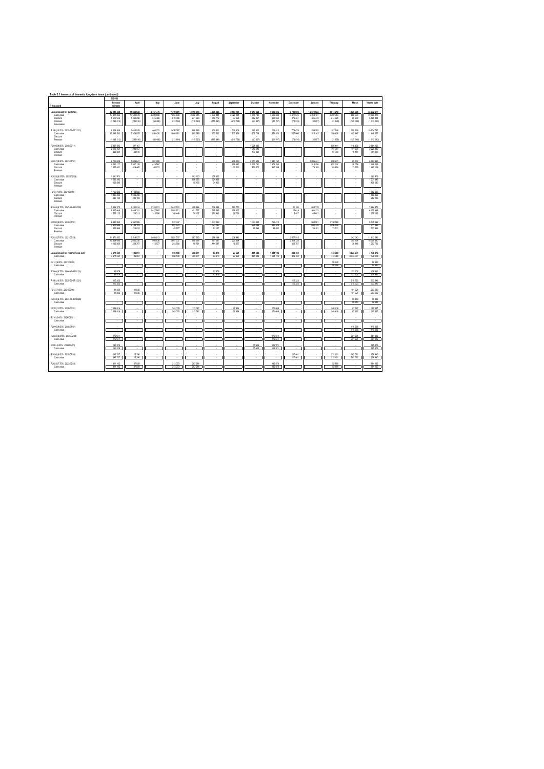**Table 3.1 Issuance of domestic long-term loans (continued)**

| R thousand | 2021/22 Revised estimate | April | May | June | July | August | September | October | November | December | January | February | March | Year to date |
|---|---|---|---|---|---|---|---|---|---|---|---|---|---|---|
| **Loans issued for switches** | **52 143 569** | **11 063 028** | **3 787 776** | **7 710 681** | **3 456 519** | **4 035 965** | **2 187 168** | **5 017 838** | **4 165 055** | **3 786 680** | **2 673 633** | **3 614 019** | **1 829 030** | **53 072 577** |
| Cash value | 47 811 055 | 10 040 840 | 3 323 459 | 7 253 528 | 3 300 543 | 4 029 884 | 2 320 654 | 4 355 768 | 3 525 258 | 3 411 645 | 2 408 181 | 2 759 963 | 1 866 010 | 49 686 913 |
| Discount | 5 519 946 | 1 368 286 | 515 466 | 670 006 | 271 063 | 350 772 | 77 238 | 682 957 | 660 254 | 373 351 | 305 770 | 274 925 | 85 978 | 5 585 924 |
| Premium | (1 188 212) | (288 916) | (68 408) | (213 194) | (115 530) | (115 691) | (210 730) | (20 827) | (21 707) | (78 516) | (30 857) | (21 878) | (120 048) | (1 313 260) |
| Revaluation | - | - | - | - | - | - | - | - | - | - | - | - | - | - |
| R186 (10.50% 2025-26-27/12/21) | 8 804 368 | 2 013 939 | 468 022 | 1 476 097 | 888 869 | 839 811 | 1 528 906 | 181 962 | 229 813 | 779 474 | 284 280 | 187 246 | 1 266 399 | 10 134 767 |
| Cash value | 10 042 580 | 2 304 855 | 536 430 | 1 689 291 | 992 560 | 955 502 | 1 737 636 | 202 789 | 251 520 | 857 990 | 315 143 | 209 126 | 1 405 447 | 11 448 027 |
| Discount | - | - | - | - | - | - | - | - | - | - | - | - | - | - |
| Premium | (1 188 212) | (288 916) | (68 408) | (213 194) | (115 530) | (115 691) | (210 730) | (20 827) | (21 707) | (78 516) | (30 857) | (21 878) | (120 048) | (1 313 260) |
| R2040 (9.00% 2040/01/31) | 2 467 293 | 347 167 | - | - | - | - | - | 1 224 685 | - | - | - | 895 441 | 116 032 | 2 584 125 |
| Cash value | 2 128 454 | 283 557 | - | - | - | - | - | 1 047 246 | - | - | - | 797 657 | 101 376 | 2 229 833 |
| Discount | 338 839 | 63 610 | - | - | - | - | - | 177 439 | - | - | - | 97 784 | 15 454 | 354 293 |
| Premium | - | - | - | - | - | - | - | - | - | - | - | - | - | - |
| R2037 (8.50% 2037/01/31) | 8 783 629 | 1 626 641 | 501 295 | - | - | - | 238 560 | 2 550 963 | 1 890 152 | - | 1 099 441 | 800 741 | 89 737 | 8 783 265 |
| Cash value | 7 330 177 | 1 307 176 | 415 567 | - | - | - | 206 341 | 2 131 791 | 1 572 763 | - | 919 256 | 697 337 | 76 058 | 7 326 236 |
| Discount | 1 453 451 | 319 465 | 85 728 | - | - | - | 32 215 | 419 072 | 317 389 | - | 178 185 | 103 404 | 13 679 | 1 467 126 |
| Premium | - | - | - | - | - | - | - | - | - | - | - | - | - | - |
| R2035 (8.875% 2035/02/28) | 1 360 973 | - | - | - | 1 002 120 | 358 853 | - | - | - | - | - | - | - | 1 360 973 |
| Cash value | 1 231 393 | - | - | - | 906 965 | 324 428 | - | - | - | - | - | - | - | 1 231 393 |
| Discount | 129 580 | - | - | - | 95 155 | 34 425 | - | - | - | - | - | - | - | 129 580 |
| Premium | - | - | - | - | - | - | - | - | - | - | - | - | - | - |
| R213 (7.00% 2031/02/28) | 1 762 525 | 1 762 525 | - | - | - | - | - | - | - | - | - | - | - | 1 762 525 |
| Cash value | 1 480 356 | 1 480 356 | - | - | - | - | - | - | - | - | - | - | - | 1 480 356 |
| Discount | 282 169 | 282 169 | - | - | - | - | - | - | - | - | - | - | - | 282 169 |
| Premium | - | - | - | - | - | - | - | - | - | - | - | - | - | - |
| R2048 (8.75% 2047-48-49/02/28) | 7 484 573 | 1 235 934 | 1 743 601 | 2 445 728 | 499 864 | 736 888 | 192 735 | - | - | 21 106 | 608 720 | - | - | 7 484 573 |
| Cash value | 6 225 448 | 1 009 221 | 1 427 860 | 2 065 271 | 421 707 | 616 245 | 156 937 | - | - | 20 619 | 503 303 | - | - | 6 225 448 |
| Discount | 1 259 125 | 226 513 | 315 766 | 380 456 | 78 157 | 120 643 | 28 739 | - | - | 5 487 | 105 402 | - | - | 1 259 125 |
| Premium | - | - | - | - | - | - | - | - | - | - | - | - | - | - |
| R2030 (8.00% 2030/01/31) | 8 535 562 | 2 361 985 | - | 937 347 | - | 1 604 249 | - | 1 060 438 | 756 413 | - | 684 581 | 1 130 588 | - | 8 535 562 |
| Cash value | 7 911 696 | 2 148 153 | - | 891 570 | - | 1 523 162 | - | 974 084 | 687 520 | - | 630 257 | 1 056 857 | - | 7 911 696 |
| Discount | 623 866 | 213 832 | - | 45 777 | - | 81 157 | - | 86 346 | 68 892 | - | 54 181 | 73 731 | - | 623 866 |
| Premium | - | - | - | - | - | - | - | - | - | - | - | - | - | - |
| R2032 (7.00% 2032/02/28) | 11 471 552 | 2 314 837 | 1 074 919 | 2 851 517 | 1 067 665 | 1 296 184 | 226 941 | - | - | 2 627 515 | - | - | 242 045 | 11 613 593 |
| Cash value | 10 304 698 | 2 060 230 | 960 938 | 2 507 737 | 968 935 | 1 181 967 | 220 668 | - | - | 2 304 728 | - | - | 202 196 | 10 409 890 |
| Discount | 1 166 856 | 254 707 | 113 977 | 343 780 | 98 731 | 114 087 | 16 277 | - | - | 322 787 | - | - | 39 849 | 1 203 763 |
| Premium | - | - | - | - | - | - | - | - | - | - | - | - | - | - |
| **Loans issued for repo's (Repo out)** | **3 671 524** | **195 861** | **-** | **956 108** | **380 371** | **63 679** | **27 634** | **481 602** | **1 364 105** | **242 784** | **-** | **772 365** | **3 033 077** | **7 476 676** |
| Cash value | 3 671 524 | 195 861 | - | 956 108 | 380 371 | 63 679 | 27 634 | 481 602 | 1 364 105 | 242 784 | - | 772 365 | 3 033 077 | 7 476 676 |
| R214 (6.50% 2041/02/28) | - | - | - | - | - | - | - | - | - | - | - | 92 040 | - | 92 040 |
| Cash value | - | - | - | - | - | - | - | - | - | - | - | 92 040 | - | 92 040 |
| R2044 (8.75% 2044-45-46/01/31) | 63 679 | - | - | - | - | 63 679 | - | - | - | - | - | - | 173 102 | 236 781 |
| Cash value | 63 679 | - | - | - | - | 63 679 | - | - | - | - | - | - | 173 102 | 236 781 |
| R186 (10.50% 2025-26-27/12/21) | 115 323 | - | - | - | - | - | - | - | - | 115 323 | - | - | 518 523 | 633 846 |
| Cash value | 115 323 | - | - | - | - | - | - | - | - | 115 323 | - | - | 518 523 | 633 846 |
| R213 (7.00% 2031/02/28) | 41 836 | 41 836 | - | - | - | - | - | - | - | - | - | - | 161 226 | 203 060 |
| Cash value | 41 836 | 41 836 | - | - | - | - | - | - | - | - | - | - | 161 226 | 203 060 |
| R2048 (8.75% 2047-48-49/02/28) | - | - | - | - | - | - | - | - | - | - | - | - | 99 343 | 99 343 |
| Cash value | - | - | - | - | - | - | - | - | - | - | - | - | 99 343 | 99 343 |
| I2029 (1.875% 2029/03/31) | 1 034 914 | - | - | 743 035 | 113 067 | - | 27 634 | - | 171 006 | - | - | 246 416 | 87 627 | 1 388 607 |
| Cash value | 1 034 914 | - | - | 743 035 | 113 067 | - | 27 634 | - | 171 006 | - | - | 246 416 | 87 627 | 1 388 607 |
| R210 (2.60% 2028/03/31) | - | - | - | - | - | - | - | - | - | - | - | - | - | - |
| Cash value | - | - | - | - | - | - | - | - | - | - | - | - | - | - |
| R2040 (9.00% 2040/01/31) | - | - | - | - | - | - | - | - | - | - | - | - | 410 666 | 410 666 |
| Cash value | - | - | - | - | - | - | - | - | - | - | - | - | 410 666 | 410 666 |
| R2035 (8.875% 2035/02/28) | 170 611 | - | - | - | - | - | - | - | 170 611 | - | - | - | 701 591 | 881 202 |
| Cash value | 170 611 | - | - | - | - | - | - | - | 170 611 | - | - | - | 701 591 | 881 202 |
| R209 (6.25% 2036/03/31) | 185 576 | - | - | - | - | - | - | 55 605 | 129 971 | - | - | - | - | 185 576 |
| Cash value | 185 576 | - | - | - | - | - | - | 55 605 | 129 971 | - | - | - | - | 185 576 |
| R2030 (8.00% 2030/01/31) | 242 757 | 15 295 | - | - | - | - | - | - | - | 227 461 | - | 232 131 | 782 052 | 1 256 940 |
| Cash value | 242 757 | 15 295 | - | - | - | - | - | - | - | 227 461 | - | 232 131 | 782 052 | 1 256 940 |
| R2023 (7.75% 2023/02/28) | 611 152 | 137 929 | - | 213 073 | 267 284 | - | - | - | 192 978 | - | - | 52 880 | - | 864 053 |
| Cash value | 611 152 | 137 929 | - | 213 073 | 267 284 | - | - | - | 192 978 | - | - | 52 880 | - | 864 053 |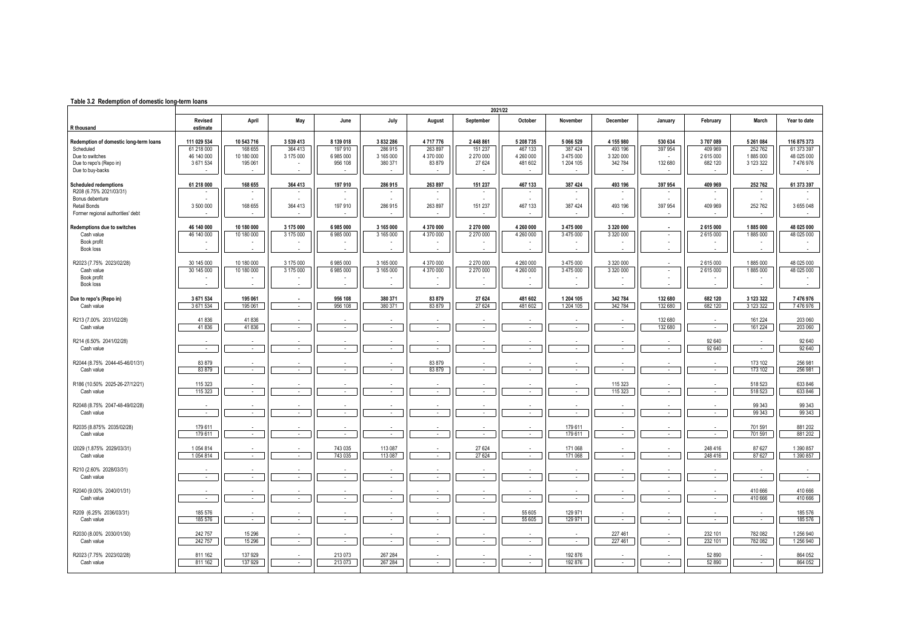**Table 3.2 Redemption of domestic long-term loans**

| R thousand | 2021/22 | | | | | | | | | | | | | |
|---|---|---|---|---|---|---|---|---|---|---|---|---|---|---|
| | Revised estimate | April | May | June | July | August | September | October | November | December | January | February | March | Year to date |
| **Redemption of domestic long-term loans** | **111 029 534** | **10 543 716** | **3 539 413** | **8 139 018** | **3 832 286** | **4 717 776** | **2 448 861** | **5 208 735** | **5 066 529** | **4 155 980** | **530 634** | **3 707 089** | **5 261 084** | **116 875 373** |
| Scheduled | 61 218 000 | 168 655 | 364 413 | 197 910 | 286 915 | 263 897 | 151 237 | 467 133 | 387 424 | 493 196 | 397 954 | 409 969 | 252 762 | 61 373 397 |
| Due to switches | 46 140 000 | 10 180 000 | 3 175 000 | 6 985 000 | 3 165 000 | 4 370 000 | 2 270 000 | 4 260 000 | 3 475 000 | 3 320 000 | - | 2 615 000 | 1 885 000 | 48 025 000 |
| Due to repo's (Repo in) | 3 671 534 | 195 061 | - | 956 108 | 380 371 | 83 879 | 27 624 | 481 602 | 1 204 105 | 342 784 | 132 680 | 682 120 | 3 123 322 | 7 476 976 |
| Due to buy-backs | - | - | - | - | - | - | - | - | - | - | - | - | - | - |
| **Scheduled redemptions** | **61 218 000** | **168 655** | **364 413** | **197 910** | **286 915** | **263 897** | **151 237** | **467 133** | **387 424** | **493 196** | **397 954** | **409 969** | **252 762** | **61 373 397** |
| R208 (6.75% 2021/03/31) | - | - | - | - | - | - | - | - | - | - | - | - | - | - |
| Bonus debenture | - | - | - | - | - | - | - | - | - | - | - | - | - | - |
| Retail Bonds | 3 500 000 | 168 655 | 364 413 | 197 910 | 286 915 | 263 897 | 151 237 | 467 133 | 387 424 | 493 196 | 397 954 | 409 969 | 252 762 | 3 655 048 |
| Former regional authorities' debt | - | - | - | - | - | - | - | - | - | - | - | - | - | - |
| **Redemptions due to switches** | **46 140 000** | **10 180 000** | **3 175 000** | **6 985 000** | **3 165 000** | **4 370 000** | **2 270 000** | **4 260 000** | **3 475 000** | **3 320 000** | **-** | **2 615 000** | **1 885 000** | **48 025 000** |
| Cash value | 46 140 000 | 10 180 000 | 3 175 000 | 6 985 000 | 3 165 000 | 4 370 000 | 2 270 000 | 4 260 000 | 3 475 000 | 3 320 000 | - | 2 615 000 | 1 885 000 | 48 025 000 |
| Book profit | - | - | - | - | - | - | - | - | - | - | - | - | - | - |
| Book loss | - | - | - | - | - | - | - | - | - | - | - | - | - | - |
| R2023 (7.75% 2023/02/28) | 30 145 000 | 10 180 000 | 3 175 000 | 6 985 000 | 3 165 000 | 4 370 000 | 2 270 000 | 4 260 000 | 3 475 000 | 3 320 000 | - | 2 615 000 | 1 885 000 | 48 025 000 |
| Cash value | 30 145 000 | 10 180 000 | 3 175 000 | 6 985 000 | 3 165 000 | 4 370 000 | 2 270 000 | 4 260 000 | 3 475 000 | 3 320 000 | - | 2 615 000 | 1 885 000 | 48 025 000 |
| Book profit | - | - | - | - | - | - | - | - | - | - | - | - | - | - |
| Book loss | - | - | - | - | - | - | - | - | - | - | - | - | - | - |
| **Due to repo's (Repo in)** | **3 671 534** | **195 061** | **-** | **956 108** | **380 371** | **83 879** | **27 624** | **481 602** | **1 204 105** | **342 784** | **132 680** | **682 120** | **3 123 322** | **7 476 976** |
| Cash value | 3 671 534 | 195 061 | - | 956 108 | 380 371 | 83 879 | 27 624 | 481 602 | 1 204 105 | 342 784 | 132 680 | 682 120 | 3 123 322 | 7 476 976 |
| R213 (7.00% 2031/02/28) | 41 836 | 41 836 | - | - | - | - | - | - | - | - | 132 680 | - | 161 224 | 203 060 |
| Cash value | 41 836 | 41 836 | - | - | - | - | - | - | - | - | 132 680 | - | 161 224 | 203 060 |
| R214 (6.50% 2041/02/28) | - | - | - | - | - | - | - | - | - | - | - | 92 640 | - | 92 640 |
| Cash value | - | - | - | - | - | - | - | - | - | - | - | 92 640 | - | 92 640 |
| R2044 (8.75% 2044-45-46/01/31) | 83 879 | - | - | - | - | 83 879 | - | - | - | - | - | - | 173 102 | 256 981 |
| Cash value | 83 879 | - | - | - | - | 83 879 | - | - | - | - | - | - | 173 102 | 256 981 |
| R186 (10.50% 2025-26-27/12/21) | 115 323 | - | - | - | - | - | - | - | - | 115 323 | - | - | 518 523 | 633 846 |
| Cash value | 115 323 | - | - | - | - | - | - | - | - | 115 323 | - | - | 518 523 | 633 846 |
| R2048 (8.75% 2047-48-49/02/28) | - | - | - | - | - | - | - | - | - | - | - | - | 99 343 | 99 343 |
| Cash value | - | - | - | - | - | - | - | - | - | - | - | - | 99 343 | 99 343 |
| R2035 (8.875% 2035/02/28) | 179 611 | - | - | - | - | - | - | - | 179 611 | - | - | - | 701 591 | 881 202 |
| Cash value | 179 611 | - | - | - | - | - | - | - | 179 611 | - | - | - | 701 591 | 881 202 |
| I2029 (1.875% 2029/03/31) | 1 054 814 | - | - | 743 035 | 113 087 | - | 27 624 | - | 171 068 | - | - | 248 416 | 87 627 | 1 390 857 |
| Cash value | 1 054 814 | - | - | 743 035 | 113 087 | - | 27 624 | - | 171 068 | - | - | 248 416 | 87 627 | 1 390 857 |
| R210 (2.60% 2028/03/31) | - | - | - | - | - | - | - | - | - | - | - | - | - | - |
| Cash value | - | - | - | - | - | - | - | - | - | - | - | - | - | - |
| R2040 (9.00% 2040/01/31) | - | - | - | - | - | - | - | - | - | - | - | - | 410 666 | 410 666 |
| Cash value | - | - | - | - | - | - | - | - | - | - | - | - | 410 666 | 410 666 |
| R209 (6.25% 2036/03/31) | 185 576 | - | - | - | - | - | - | 55 605 | 129 971 | - | - | - | - | 185 576 |
| Cash value | 185 576 | - | - | - | - | - | - | 55 605 | 129 971 | - | - | - | - | 185 576 |
| R2030 (8.00% 2030/01/30) | 242 757 | 15 296 | - | - | - | - | - | - | - | 227 461 | - | 232 101 | 782 082 | 1 256 940 |
| Cash value | 242 757 | 15 296 | - | - | - | - | - | - | - | 227 461 | - | 232 101 | 782 082 | 1 256 940 |
| R2023 (7.75% 2023/02/28) | 811 162 | 137 929 | - | 213 073 | 267 284 | - | - | - | 192 876 | - | - | 52 890 | - | 864 052 |
| Cash value | 811 162 | 137 929 | - | 213 073 | 267 284 | - | - | - | 192 876 | - | - | 52 890 | - | 864 052 |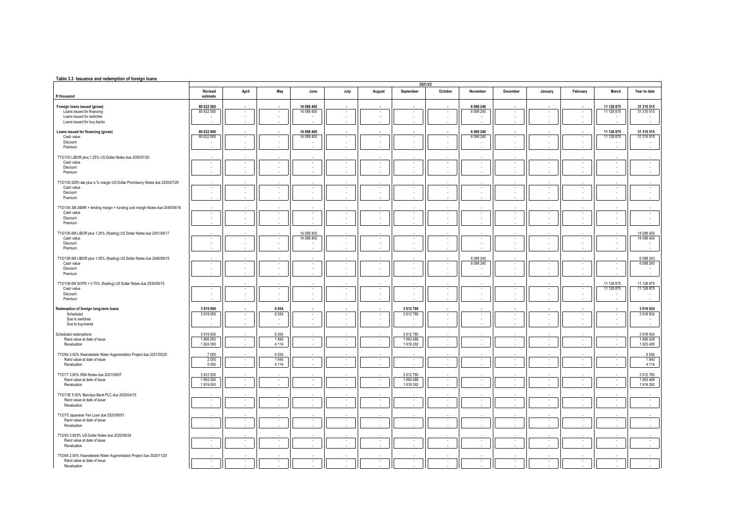**Table 3.3 Issuance and redemption of foreign loans**

| R thousand | 2021/22 | | | | | | | | | | | | | |
|---|---|---|---|---|---|---|---|---|---|---|---|---|---|---|
| | Revised estimate | April | May | June | July | August | September | October | November | December | January | February | March | Year to date |
| **Foreign loans issued (gross)** | **80 632 000** | **-** | **-** | **14 088 400** | **-** | **-** | **-** | **-** | **6 098 240** | **-** | **-** | **-** | **11 128 875** | **31 315 515** |
| Loans issued for financing | 80 632 000 | - | - | 14 088 400 | - | - | - | - | 6 098 240 | - | - | - | 11 128 875 | 31 315 515 |
| Loans issued for switches | - | - | - | - | - | - | - | - | - | - | - | - | - | - |
| Loans issued for buy-backs | - | - | - | - | - | - | - | - | - | - | - | - | - | - |
| **Loans issued for financing (gross)** | **80 632 000** | **-** | **-** | **14 088 400** | **-** | **-** | **-** | **-** | **6 098 240** | **-** | **-** | **-** | **11 128 875** | **31 315 515** |
| Cash value | 80 632 000 | - | - | 14 088 400 | - | - | - | - | 6 098 240 | - | - | - | 11 128 875 | 31 315 515 |
| Discount | - | - | - | - | - | - | - | - | - | - | - | - | - | - |
| Premium | - | - | - | - | - | - | - | - | - | - | - | - | - | - |
| TY2/103 LIBOR plus 1.25% US Dollar Notes due 2050/07/20 | - | - | - | - | - | - | - | - | - | - | - | - | - | - |
| Cash value | - | - | - | - | - | - | - | - | - | - | - | - | - | - |
| Discount | - | - | - | - | - | - | - | - | - | - | - | - | - | - |
| Premium | - | - | - | - | - | - | - | - | - | - | - | - | - | - |
| TY2/105 SDR rate plus a % margin US Dollar Promissory Notes due 2025/07/29 | - | - | - | - | - | - | - | - | - | - | - | - | - | - |
| Cash value | - | - | - | - | - | - | - | - | - | - | - | - | - | - |
| Discount | - | - | - | - | - | - | - | - | - | - | - | - | - | - |
| Premium | - | - | - | - | - | - | - | - | - | - | - | - | - | - |
| TY2/104 3M JIBAR + lending margin + funding cost margin Notes due 2040/06/16 | - | - | - | - | - | - | - | - | - | - | - | - | - | - |
| Cash value | - | - | - | - | - | - | - | - | - | - | - | - | - | - |
| Discount | - | - | - | - | - | - | - | - | - | - | - | - | - | - |
| Premium | - | - | - | - | - | - | - | - | - | - | - | - | - | - |
| TY2/106 6M LIBOR plus 1.25% (floating) US Dollar Notes due 2051/06/17 | - | - | - | 14 088 400 | - | - | - | - | - | - | - | - | - | 14 088 400 |
| Cash value | - | - | - | 14 088 400 | - | - | - | - | - | - | - | - | - | 14 088 400 |
| Discount | - | - | - | - | - | - | - | - | - | - | - | - | - | - |
| Premium | - | - | - | - | - | - | - | - | - | - | - | - | - | - |
| TY2/108 6M LIBOR plus 1.05% (floating) US Dollar Notes due 2046/09/15 | - | - | - | - | - | - | - | - | 6 098 240 | - | - | - | - | 6 098 240 |
| Cash value | - | - | - | - | - | - | - | - | 6 098 240 | - | - | - | - | 6 098 240 |
| Discount | - | - | - | - | - | - | - | - | - | - | - | - | - | - |
| Premium | - | - | - | - | - | - | - | - | - | - | - | - | - | - |
| TY2/109 6M SOFR + 0.75% (floating) US Dollar Notes due 2035/06/15 | - | - | - | - | - | - | - | - | - | - | - | - | 11 128 875 | 11 128 875 |
| Cash value | - | - | - | - | - | - | - | - | - | - | - | - | 11 128 875 | 11 128 875 |
| Discount | - | - | - | - | - | - | - | - | - | - | - | - | - | - |
| Premium | - | - | - | - | - | - | - | - | - | - | - | - | - | - |
| **Redemption of foreign long-term loans** | **3 919 000** | **-** | **6 054** | **-** | **-** | **-** | **3 912 780** | **-** | **-** | **-** | **-** | **-** | **-** | **3 918 834** |
| Scheduled | 3 919 000 | - | 6 054 | - | - | - | 3 912 780 | - | - | - | - | - | - | 3 918 834 |
| Due to switches | - | - | - | - | - | - | - | - | - | - | - | - | - | - |
| Due to buy-backs | - | - | - | - | - | - | - | - | - | - | - | - | - | - |
| Scheduled redemptions | 3 919 000 | - | 6 054 | - | - | - | 3 912 780 | - | - | - | - | - | - | 3 918 834 |
| Rand value at date of issue | 1 995 000 | - | 1 940 | - | - | - | 1 993 488 | - | - | - | - | - | - | 1 995 428 |
| Revaluation | 1 924 000 | - | 4 114 | - | - | - | 1 919 292 | - | - | - | - | - | - | 1 923 406 |
| TY2/64 2.50% Kwandebele Water Augmentation Project due 2021/05/20 | 7 000 | - | 6 054 | - | - | - | - | - | - | - | - | - | - | 6 054 |
| Rand value at date of issue | 2 000 | - | 1 940 | - | - | - | - | - | - | - | - | - | - | 1 940 |
| Revaluation | 5 000 | - | 4 114 | - | - | - | - | - | - | - | - | - | - | 4 114 |
| TY2/77 3.80% RSA Notes due 2021/09/07 | 3 912 000 | - | - | - | - | - | 3 912 780 | - | - | - | - | - | - | 3 912 780 |
| Rand value at date of issue | 1 993 000 | - | - | - | - | - | 1 993 488 | - | - | - | - | - | - | 1 993 488 |
| Revaluation | 1 919 000 | - | - | - | - | - | 1 919 292 | - | - | - | - | - | - | 1 919 292 |
| TY2/73E 5.50% Barclays Bank PLC due 2020/04/15 | - | - | - | - | - | - | - | - | - | - | - | - | - | - |
| Rand value at date of issue | - | - | - | - | - | - | - | - | - | - | - | - | - | - |
| Revaluation | - | - | - | - | - | - | - | - | - | - | - | - | - | - |
| TY2/75 Japanese Yen Loan due 2020/06/01 | - | - | - | - | - | - | - | - | - | - | - | - | - | - |
| Rand value at date of issue | - | - | - | - | - | - | - | - | - | - | - | - | - | - |
| Revaluation | - | - | - | - | - | - | - | - | - | - | - | - | - | - |
| TY2/93 3.903% US Dollar Notes due 2020/06/24 | - | - | - | - | - | - | - | - | - | - | - | - | - | - |
| Rand value at date of issue | - | - | - | - | - | - | - | - | - | - | - | - | - | - |
| Revaluation | - | - | - | - | - | - | - | - | - | - | - | - | - | - |
| TY2/64 2.50% Kwandebele Water Augmentation Project due 2020/11/20 | - | - | - | - | - | - | - | - | - | - | - | - | - | - |
| Rand value at date of issue | - | - | - | - | - | - | - | - | - | - | - | - | - | - |
| Revaluation | - | - | - | - | - | - | - | - | - | - | - | - | - | - |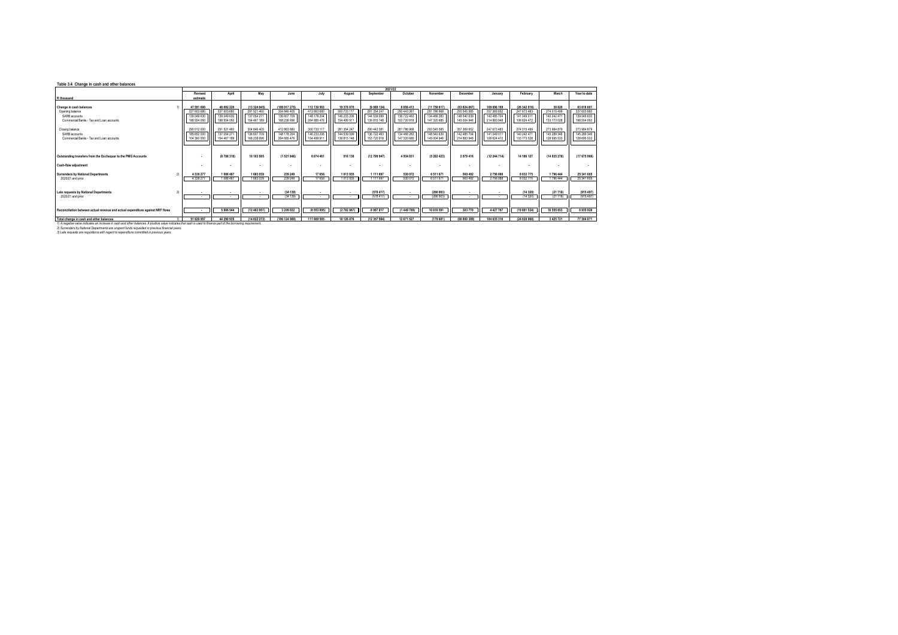**Table 3.4 Change in cash and other balances**

| R thousand | | Revised estimate | April | May | June | July | August | September | October | November | December | January | February | March | Year to date |
|---|---|---|---|---|---|---|---|---|---|---|---|---|---|---|---|
| | | | 2021/22 | | | | | | | | | | | | |
| **Change in cash balances** | 1) | **47 591 680** | **46 082 220** | **(13 324 945)** | **(108 017 275)** | **112 130 563** | **19 378 870** | **(9 088 134)** | **8 656 413** | **(11 758 617)** | **(63 824 067)** | **109 696 169** | **(26 342 016)** | **30 620** | **63 618 801** |
| Opening balance | | 337 603 680 | 337 603 680 | 291 521 460 | 304 846 405 | 412 863 680 | 300 733 117 | 281 354 247 | 290 443 381 | 281 786 968 | 293 545 585 | 357 369 652 | 247 673 483 | 274 015 499 | 337 603 680 |
| SARB accounts | | 139 049 630 | 139 049 630 | 137 054 271 | 136 607 709 | 148 178 204 | 146 233 206 | 144 539 099 | 136 722 463 | 134 466 283 | 148 540 639 | 142 485 704 | 141 049 011 | 140 242 471 | 139 049 630 |
| Commercial Banks - Tax and Loan accounts | | 198 554 050 | 198 554 050 | 154 467 189 | 168 238 696 | 264 685 476 | 154 499 911 | 136 815 148 | 153 720 918 | 147 320 685 | 145 004 946 | 214 883 948 | 106 624 472 | 133 773 028 | 198 554 050 |
| Closing balance | | 290 012 000 | 291 521 460 | 304 846 405 | 412 863 680 | 300 733 117 | 281 354 247 | 290 443 381 | 281 786 968 | 293 545 585 | 357 369 652 | 247 673 483 | 274 015 499 | 273 984 879 | 273 984 879 |
| SARB accounts | | 185 652 000 | 137 054 271 | 136 607 709 | 148 178 204 | 146 233 206 | 144 539 099 | 136 722 463 | 134 466 283 | 148 540 639 | 142 485 704 | 141 049 011 | 140 242 471 | 145 289 346 | 145 289 346 |
| Commercial Banks - Tax and Loan accounts | | 104 360 000 | 154 467 189 | 168 238 696 | 264 685 476 | 154 499 911 | 136 815 148 | 153 720 918 | 147 320 685 | 145 004 946 | 214 883 948 | 106 624 472 | 133 773 028 | 128 695 533 | 128 695 533 |
| **Outstanding transfers from the Exchequer to the PMG Accounts** | | **-** | **(8 786 316)** | **10 103 585** | **(1 521 846)** | **6 074 461** | **516 138** | **(12 799 947)** | **4 934 831** | **(5 282 423)** | **2 079 416** | **(12 244 714)** | **14 186 127** | **(14 935 278)** | **(17 675 966)** |
| **Cash-flow adjustment** | | **-** | **-** | **-** | **-** | **-** | **-** | **-** | **-** | **-** | **-** | **-** | **-** | **-** | **-** |
| **Surrenders by National Departments** | 2) | **4 338 277** | **1 088 487** | **1 683 039** | **239 249** | **17 656** | **1 013 935** | **1 111 697** | **530 072** | **6 511 671** | **560 492** | **2 756 088** | **8 032 775** | **1 796 444** | **25 341 605** |
| 2020/21 and prior | | 4 338 277 | 1 088 487 | 1 683 039 | 239 249 | 17 656 | 1 013 935 | 1 111 697 | 530 072 | 6 511 671 | 560 492 | 2 756 088 | 8 032 775 | 1 796 444 | 25 341 605 |
| **Late requests by National Departments** | 3) | **-** | **-** | **-** | **(34 130)** | **-** | **-** | **(578 417)** | **-** | **(266 903)** | **-** | **-** | **(14 320)** | **(21 718)** | **(915 497)** |
| 2020/21 and prior | | - | - | - | (34 130) | - | - | (578 417) | - | (266 903) | - | - | (14 320) | (21 718) | (915 497) |
| **Reconciliation between actual revenue and actual expenditure against NRF flows** | | **-** | **5 906 544** | **(12 483 951)** | **3 209 022** | **(6 553 095)** | **(2 782 867)** | **8 997 817** | **(1 449 789)** | **10 616 591** | **383 770** | **4 427 767** | **(19 891 534)** | **16 555 653** | **6 935 928** |
| **Total change in cash and other balances** | 1) | **51 929 957** | **44 290 935** | **(14 022 272)** | **(106 124 980)** | **111 669 585** | **18 126 076** | **(12 357 984)** | **12 671 527** | **(179 681)** | **(60 800 389)** | **104 635 310** | **(24 028 968)** | **3 425 721** | **77 304 871** |

*1) A negative value indicates an increase in cash and other balances. A positive value indicates that cash is used to finance part of the borrowing requirement.*

*2) Surrenders by National Departments are unspent funds requested in previous financial years.*

*3) Late requests are requisitions with regard to expenditure committed in previous years.*